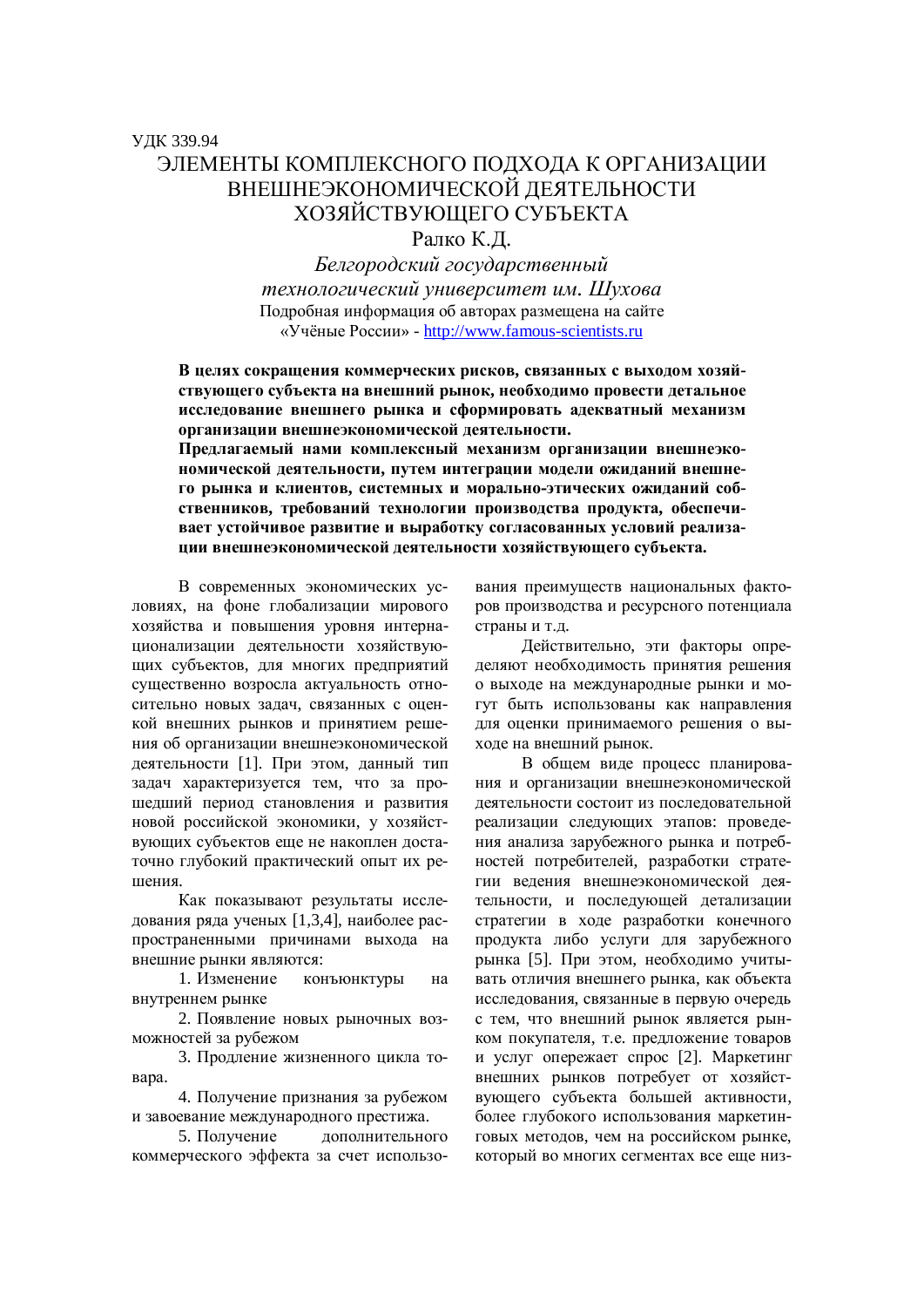УДК 339.94

# ЭЛЕМЕНТЫ КОМПЛЕКСНОГО ПОДХОДА К ОРГАНИЗАЦИИ ВНЕШНЕЭКОНОМИЧЕСКОЙ ДЕЯТЕЛЬНОСТИ ХОЗЯЙСТВУЮЩЕГО СУБЪЕКТА

Ралко К.Д.

*Белгородский государственный технологический университет им. Шухова*

Подробная информация об авторах размещена на сайте «Учёные России» - http://www.famous-scientists.ru

**В целях сокращения коммерческих рисков, связанных с выходом хозяйствующего субъекта на внешний рынок, необходимо провести детальное исследование внешнего рынка и сформировать адекватный механизм организации внешнеэкономической деятельности.**

**Предлагаемый нами комплексный механизм организации внешнеэкономической деятельности, путем интеграции модели ожиданий внешнего рынка и клиентов, системных и морально-этических ожиданий собственников, требований технологии производства продукта, обеспечивает устойчивое развитие и выработку согласованных условий реализации внешнеэкономической деятельности хозяйствующего субъекта.**

В современных экономических условиях, на фоне глобализации мирового хозяйства и повышения уровня интернационализации деятельности хозяйствующих субъектов, для многих предприятий существенно возросла актуальность относительно новых задач, связанных с оценкой внешних рынков и принятием решения об организации внешнеэкономической деятельности [1]. При этом, данный тип задач характеризуется тем, что за прошедший период становления и развития новой российской экономики, у хозяйствующих субъектов еще не накоплен достаточно глубокий практический опыт их решения.

Как показывают результаты исследования ряда ученых [1,3,4], наиболее распространенными причинами выхода на внешние рынки являются:

1. Изменение конъюнктуры на внутреннем рынке
2. Появление новых рыночных возможностей за рубежом
3. Продление жизненного цикла товара.
4. Получение признания за рубежом и завоевание международного престижа.
5. Получение дополнительного коммерческого эффекта за счет использования преимуществ национальных факторов производства и ресурсного потенциала страны и т.д.

Действительно, эти факторы определяют необходимость принятия решения о выходе на международные рынки и могут быть использованы как направления для оценки принимаемого решения о выходе на внешний рынок.

В общем виде процесс планирования и организации внешнеэкономической деятельности состоит из последовательной реализации следующих этапов: проведения анализа зарубежного рынка и потребностей потребителей, разработки стратегии ведения внешнеэкономической деятельности, и последующей детализации стратегии в ходе разработки конечного продукта либо услуги для зарубежного рынка [5]. При этом, необходимо учитывать отличия внешнего рынка, как объекта исследования, связанные в первую очередь с тем, что внешний рынок является рынком покупателя, т.е. предложение товаров и услуг опережает спрос [2]. Маркетинг внешних рынков потребует от хозяйствующего субъекта большей активности, более глубокого использования маркетинговых методов, чем на российском рынке, который во многих сегментах все еще низ-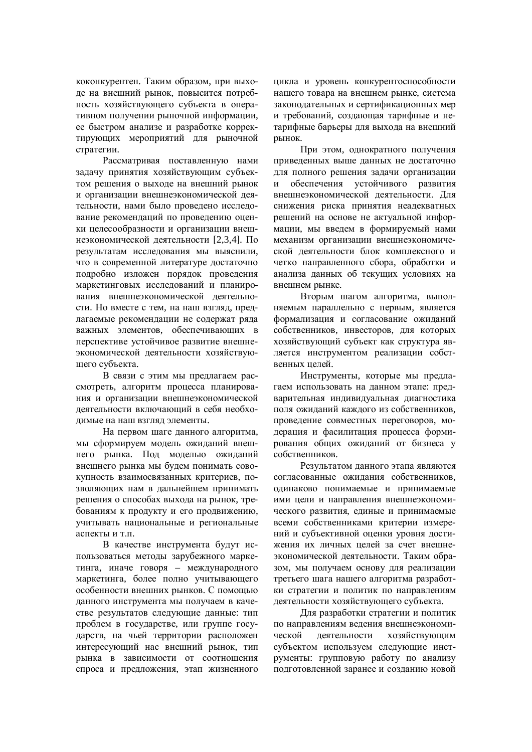коконкурентен. Таким образом, при выходе на внешний рынок, повысится потребность хозяйствующего субъекта в оперативном получении рыночной информации, ее быстром анализе и разработке корректирующих мероприятий для рыночной стратегии.

Рассматривая поставленную нами задачу принятия хозяйствующим субъектом решения о выходе на внешний рынок и организации внешнеэкономической деятельности, нами было проведено исследование рекомендаций по проведению оценки целесообразности и организации внешнеэкономической деятельности [2,3,4]. По результатам исследования мы выяснили, что в современной литературе достаточно подробно изложен порядок проведения маркетинговых исследований и планирования внешнеэкономической деятельности. Но вместе с тем, на наш взгляд, предлагаемые рекомендации не содержат ряда важных элементов, обеспечивающих в перспективе устойчивое развитие внешнеэкономической деятельности хозяйствующего субъекта.

В связи с этим мы предлагаем рассмотреть, алгоритм процесса планирования и организации внешнеэкономической деятельности включающий в себя необходимые на наш взгляд элементы.

На первом шаге данного алгоритма, мы сформируем модель ожиданий внешнего рынка. Под моделью ожиданий внешнего рынка мы будем понимать совокупность взаимосвязанных критериев, позволяющих нам в дальнейшем принимать решения о способах выхода на рынок, требованиям к продукту и его продвижению, учитывать национальные и региональные аспекты и т.п.

В качестве инструмента будут использоваться методы зарубежного маркетинга, иначе говоря – международного маркетинга, более полно учитывающего особенности внешних рынков. С помощью данного инструмента мы получаем в качестве результатов следующие данные: тип проблем в государстве, или группе государств, на чьей территории расположен интересующий нас внешний рынок, тип рынка в зависимости от соотношения спроса и предложения, этап жизненного цикла и уровень конкурентоспособности нашего товара на внешнем рынке, система законодательных и сертификационных мер и требований, создающая тарифные и нетарифные барьеры для выхода на внешний рынок.

При этом, однократного получения приведенных выше данных не достаточно для полного решения задачи организации и обеспечения устойчивого развития внешнеэкономической деятельности. Для снижения риска принятия неадекватных решений на основе не актуальной информации, мы введем в формируемый нами механизм организации внешнеэкономической деятельности блок комплексного и четко направленного сбора, обработки и анализа данных об текущих условиях на внешнем рынке.

Вторым шагом алгоритма, выполняемым параллельно с первым, является формализация и согласование ожиданий собственников, инвесторов, для которых хозяйствующий субъект как структура является инструментом реализации собственных целей.

Инструменты, которые мы предлагаем использовать на данном этапе: предварительная индивидуальная диагностика поля ожиданий каждого из собственников, проведение совместных переговоров, модерация и фасилитация процесса формирования общих ожиданий от бизнеса у собственников.

Результатом данного этапа являются согласованные ожидания собственников, одинаково понимаемые и принимаемые ими цели и направления внешнеэкономического развития, единые и принимаемые всеми собственниками критерии измерений и субъективной оценки уровня достижения их личных целей за счет внешнеэкономической деятельности. Таким образом, мы получаем основу для реализации третьего шага нашего алгоритма разработки стратегии и политик по направлениям деятельности хозяйствующего субъекта.

Для разработки стратегии и политик по направлениям ведения внешнеэкономической деятельности хозяйствующим субъектом используем следующие инструменты: групповую работу по анализу подготовленной заранее и созданию новой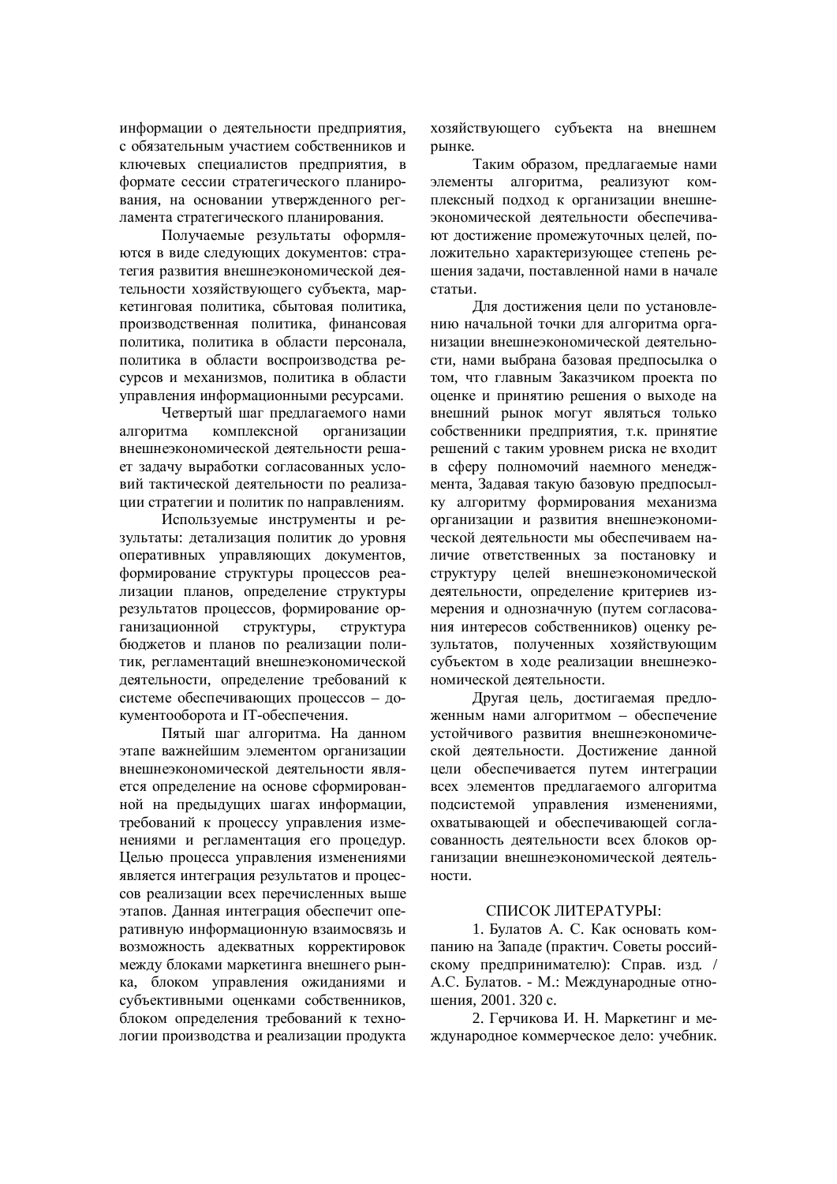информации о деятельности предприятия, с обязательным участием собственников и ключевых специалистов предприятия, в формате сессии стратегического планирования, на основании утвержденного регламента стратегического планирования.

Получаемые результаты оформляются в виде следующих документов: стратегия развития внешнеэкономической деятельности хозяйствующего субъекта, маркетинговая политика, сбытовая политика, производственная политика, финансовая политика, политика в области персонала, политика в области воспроизводства ресурсов и механизмов, политика в области управления информационными ресурсами.

Четвертый шаг предлагаемого нами алгоритма комплексной организации внешнеэкономической деятельности решает задачу выработки согласованных условий тактической деятельности по реализации стратегии и политик по направлениям.

Используемые инструменты и результаты: детализация политик до уровня оперативных управляющих документов, формирование структуры процессов реализации планов, определение структуры результатов процессов, формирование организационной структуры, структура бюджетов и планов по реализации политик, регламентаций внешнеэкономической деятельности, определение требований к системе обеспечивающих процессов – документооборота и IT-обеспечения.

Пятый шаг алгоритма. На данном этапе важнейшим элементом организации внешнеэкономической деятельности является определение на основе сформированной на предыдущих шагах информации, требований к процессу управления изменениями и регламентация его процедур. Целью процесса управления изменениями является интеграция результатов и процессов реализации всех перечисленных выше этапов. Данная интеграция обеспечит оперативную информационную взаимосвязь и возможность адекватных корректировок между блоками маркетинга внешнего рынка, блоком управления ожиданиями и субъективными оценками собственников, блоком определения требований к технологии производства и реализации продукта хозяйствующего субъекта на внешнем рынке.

Таким образом, предлагаемые нами элементы алгоритма, реализуют комплексный подход к организации внешнеэкономической деятельности обеспечивают достижение промежуточных целей, положительно характеризующее степень решения задачи, поставленной нами в начале статьи.

Для достижения цели по установлению начальной точки для алгоритма организации внешнеэкономической деятельности, нами выбрана базовая предпосылка о том, что главным Заказчиком проекта по оценке и принятию решения о выходе на внешний рынок могут являться только собственники предприятия, т.к. принятие решений с таким уровнем риска не входит в сферу полномочий наемного менеджмента, Задавая такую базовую предпосылку алгоритму формирования механизма организации и развития внешнеэкономической деятельности мы обеспечиваем наличие ответственных за постановку и структуру целей внешнеэкономической деятельности, определение критериев измерения и однозначную (путем согласования интересов собственников) оценку результатов, полученных хозяйствующим субъектом в ходе реализации внешнеэкономической деятельности.

Другая цель, достигаемая предложенным нами алгоритмом – обеспечение устойчивого развития внешнеэкономической деятельности. Достижение данной цели обеспечивается путем интеграции всех элементов предлагаемого алгоритма подсистемой управления изменениями, охватывающей и обеспечивающей согласованность деятельности всех блоков организации внешнеэкономической деятельности.

## СПИСОК ЛИТЕРАТУРЫ:

1. Булатов А. С. Как основать компанию на Западе (практич. Советы российскому предпринимателю): Справ. изд. / А.С. Булатов. - М.: Международные отношения, 2001. 320 с.
2. Герчикова И. Н. Маркетинг и международное коммерческое дело: учебник.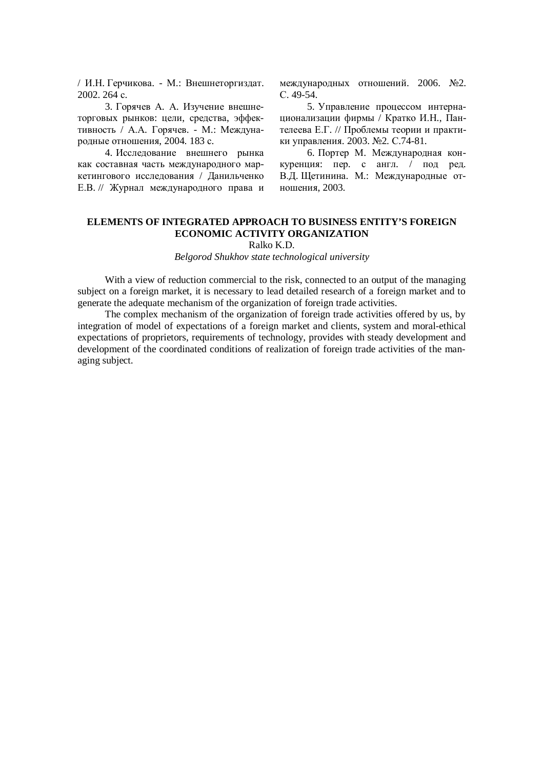/ И.Н. Герчикова. - М.: Внешнеторгиздат. 2002. 264 с.

3. Горячев А. А. Изучение внешнеторговых рынков: цели, средства, эффективность / А.А. Горячев. - М.: Международные отношения, 2004. 183 с.

4. Исследование внешнего рынка как составная часть международного маркетингового исследования / Данильченко Е.В. // Журнал международного права и международных отношений. 2006. №2. С. 49-54.

5. Управление процессом интернационализации фирмы / Кратко И.Н., Пантелеева Е.Г. // Проблемы теории и практики управления. 2003. №2. С.74-81.

6. Портер М. Международная конкуренция: пер. с англ. / под ред. В.Д. Щетинина. М.: Международные отношения, 2003.

## ELEMENTS OF INTEGRATED APPROACH TO BUSINESS ENTITY'S FOREIGN ECONOMIC ACTIVITY ORGANIZATION

Ralko K.D.

*Belgorod Shukhov state technological university*

With a view of reduction commercial to the risk, connected to an output of the managing subject on a foreign market, it is necessary to lead detailed research of a foreign market and to generate the adequate mechanism of the organization of foreign trade activities.

The complex mechanism of the organization of foreign trade activities offered by us, by integration of model of expectations of a foreign market and clients, system and moral-ethical expectations of proprietors, requirements of technology, provides with steady development and development of the coordinated conditions of realization of foreign trade activities of the managing subject.